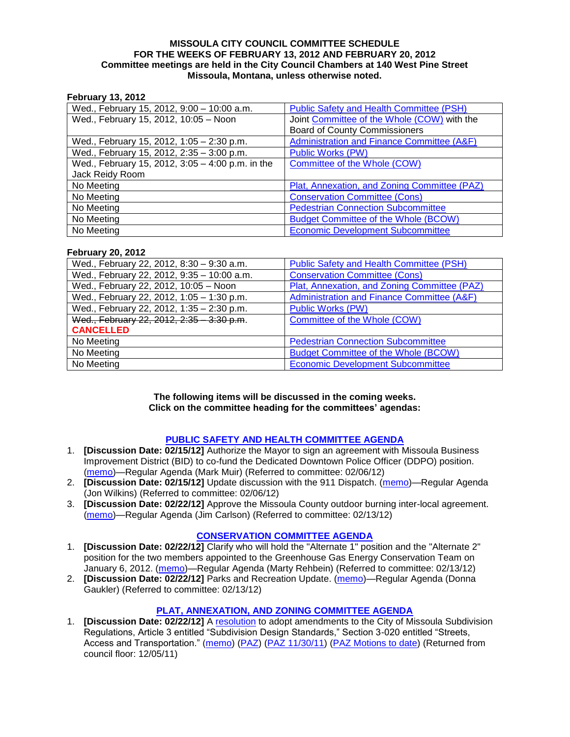**MISSOULA CITY COUNCIL COMMITTEE SCHEDULE**
**FOR THE WEEKS OF FEBRUARY 13, 2012 AND FEBRUARY 20, 2012**
**Committee meetings are held in the City Council Chambers at 140 West Pine Street**
**Missoula, Montana, unless otherwise noted.**

**February 13, 2012**

| | |
|---|---|
| Wed., February 15, 2012, 9:00 – 10:00 a.m. | Public Safety and Health Committee (PSH) |
| Wed., February 15, 2012, 10:05 – Noon | Joint Committee of the Whole (COW) with the Board of County Commissioners |
| Wed., February 15, 2012, 1:05 – 2:30 p.m. | Administration and Finance Committee (A&F) |
| Wed., February 15, 2012, 2:35 – 3:00 p.m. | Public Works (PW) |
| Wed., February 15, 2012, 3:05 – 4:00 p.m. in the Jack Reidy Room | Committee of the Whole (COW) |
| No Meeting | Plat, Annexation, and Zoning Committee (PAZ) |
| No Meeting | Conservation Committee (Cons) |
| No Meeting | Pedestrian Connection Subcommittee |
| No Meeting | Budget Committee of the Whole (BCOW) |
| No Meeting | Economic Development Subcommittee |

**February 20, 2012**

| | |
|---|---|
| Wed., February 22, 2012, 8:30 – 9:30 a.m. | Public Safety and Health Committee (PSH) |
| Wed., February 22, 2012, 9:35 – 10:00 a.m. | Conservation Committee (Cons) |
| Wed., February 22, 2012, 10:05 – Noon | Plat, Annexation, and Zoning Committee (PAZ) |
| Wed., February 22, 2012, 1:05 – 1:30 p.m. | Administration and Finance Committee (A&F) |
| Wed., February 22, 2012, 1:35 – 2:30 p.m. | Public Works (PW) |
| ~~Wed., February 22, 2012, 2:35 – 3:30 p.m.~~ **CANCELLED** | Committee of the Whole (COW) |
| No Meeting | Pedestrian Connection Subcommittee |
| No Meeting | Budget Committee of the Whole (BCOW) |
| No Meeting | Economic Development Subcommittee |

**The following items will be discussed in the coming weeks.**
**Click on the committee heading for the committees' agendas:**

## PUBLIC SAFETY AND HEALTH COMMITTEE AGENDA

1. **[Discussion Date: 02/15/12]** Authorize the Mayor to sign an agreement with Missoula Business Improvement District (BID) to co-fund the Dedicated Downtown Police Officer (DDPO) position. (memo)—Regular Agenda (Mark Muir) (Referred to committee: 02/06/12)
2. **[Discussion Date: 02/15/12]** Update discussion with the 911 Dispatch. (memo)—Regular Agenda (Jon Wilkins) (Referred to committee: 02/06/12)
3. **[Discussion Date: 02/22/12]** Approve the Missoula County outdoor burning inter-local agreement. (memo)—Regular Agenda (Jim Carlson) (Referred to committee: 02/13/12)

## CONSERVATION COMMITTEE AGENDA

1. **[Discussion Date: 02/22/12]** Clarify who will hold the "Alternate 1" position and the "Alternate 2" position for the two members appointed to the Greenhouse Gas Energy Conservation Team on January 6, 2012. (memo)—Regular Agenda (Marty Rehbein) (Referred to committee: 02/13/12)
2. **[Discussion Date: 02/22/12]** Parks and Recreation Update. (memo)—Regular Agenda (Donna Gaukler) (Referred to committee: 02/13/12)

## PLAT, ANNEXATION, AND ZONING COMMITTEE AGENDA

1. **[Discussion Date: 02/22/12]** A resolution to adopt amendments to the City of Missoula Subdivision Regulations, Article 3 entitled "Subdivision Design Standards," Section 3-020 entitled "Streets, Access and Transportation." (memo) (PAZ) (PAZ 11/30/11) (PAZ Motions to date) (Returned from council floor: 12/05/11)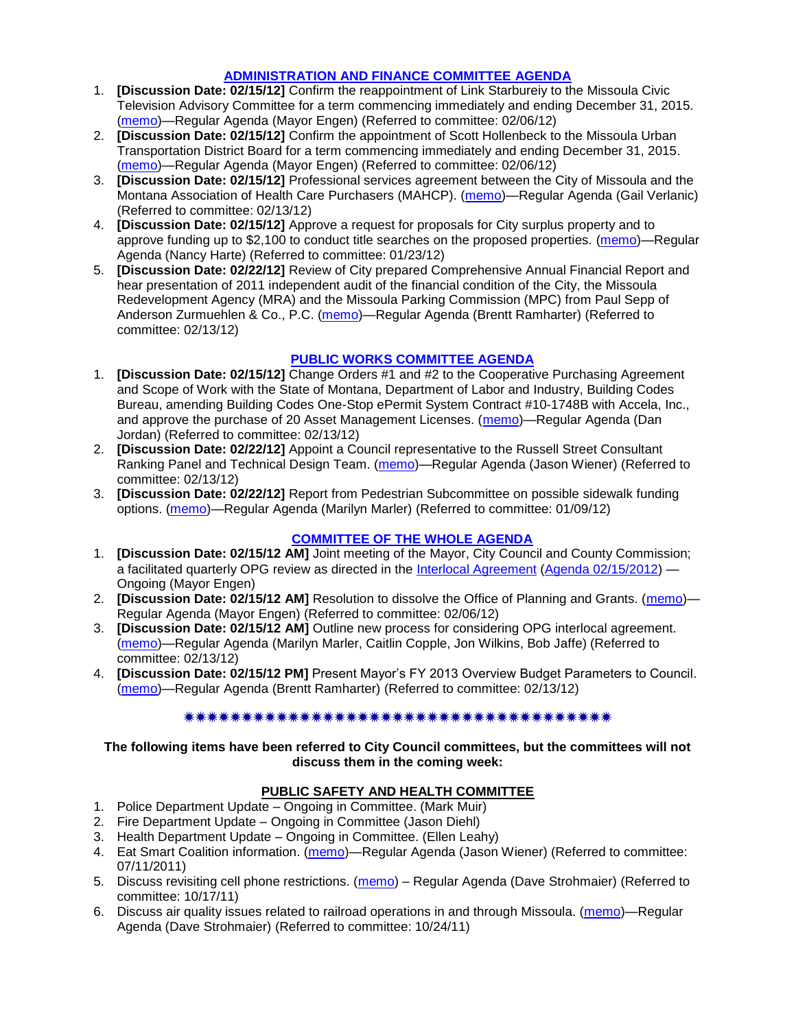## ADMINISTRATION AND FINANCE COMMITTEE AGENDA

1. **[Discussion Date: 02/15/12]** Confirm the reappointment of Link Starbureiy to the Missoula Civic Television Advisory Committee for a term commencing immediately and ending December 31, 2015. (memo)—Regular Agenda (Mayor Engen) (Referred to committee: 02/06/12)
2. **[Discussion Date: 02/15/12]** Confirm the appointment of Scott Hollenbeck to the Missoula Urban Transportation District Board for a term commencing immediately and ending December 31, 2015. (memo)—Regular Agenda (Mayor Engen) (Referred to committee: 02/06/12)
3. **[Discussion Date: 02/15/12]** Professional services agreement between the City of Missoula and the Montana Association of Health Care Purchasers (MAHCP). (memo)—Regular Agenda (Gail Verlanic) (Referred to committee: 02/13/12)
4. **[Discussion Date: 02/15/12]** Approve a request for proposals for City surplus property and to approve funding up to $2,100 to conduct title searches on the proposed properties. (memo)—Regular Agenda (Nancy Harte) (Referred to committee: 01/23/12)
5. **[Discussion Date: 02/22/12]** Review of City prepared Comprehensive Annual Financial Report and hear presentation of 2011 independent audit of the financial condition of the City, the Missoula Redevelopment Agency (MRA) and the Missoula Parking Commission (MPC) from Paul Sepp of Anderson Zurmuehlen & Co., P.C. (memo)—Regular Agenda (Brentt Ramharter) (Referred to committee: 02/13/12)

## PUBLIC WORKS COMMITTEE AGENDA

1. **[Discussion Date: 02/15/12]** Change Orders #1 and #2 to the Cooperative Purchasing Agreement and Scope of Work with the State of Montana, Department of Labor and Industry, Building Codes Bureau, amending Building Codes One-Stop ePermit System Contract #10-1748B with Accela, Inc., and approve the purchase of 20 Asset Management Licenses. (memo)—Regular Agenda (Dan Jordan) (Referred to committee: 02/13/12)
2. **[Discussion Date: 02/22/12]** Appoint a Council representative to the Russell Street Consultant Ranking Panel and Technical Design Team. (memo)—Regular Agenda (Jason Wiener) (Referred to committee: 02/13/12)
3. **[Discussion Date: 02/22/12]** Report from Pedestrian Subcommittee on possible sidewalk funding options. (memo)—Regular Agenda (Marilyn Marler) (Referred to committee: 01/09/12)

## COMMITTEE OF THE WHOLE AGENDA

1. **[Discussion Date: 02/15/12 AM]** Joint meeting of the Mayor, City Council and County Commission; a facilitated quarterly OPG review as directed in the Interlocal Agreement (Agenda 02/15/2012) — Ongoing (Mayor Engen)
2. **[Discussion Date: 02/15/12 AM]** Resolution to dissolve the Office of Planning and Grants. (memo)—Regular Agenda (Mayor Engen) (Referred to committee: 02/06/12)
3. **[Discussion Date: 02/15/12 AM]** Outline new process for considering OPG interlocal agreement. (memo)—Regular Agenda (Marilyn Marler, Caitlin Copple, Jon Wilkins, Bob Jaffe) (Referred to committee: 02/13/12)
4. **[Discussion Date: 02/15/12 PM]** Present Mayor's FY 2013 Overview Budget Parameters to Council. (memo)—Regular Agenda (Brentt Ramharter) (Referred to committee: 02/13/12)

✵✵✵✵✵✵✵✵✵✵✵✵✵✵✵✵✵✵✵✵✵✵✵✵✵✵✵✵✵✵✵✵✵✵✵✵✵✵✵✵

**The following items have been referred to City Council committees, but the committees will not discuss them in the coming week:**

## PUBLIC SAFETY AND HEALTH COMMITTEE

1. Police Department Update – Ongoing in Committee. (Mark Muir)
2. Fire Department Update – Ongoing in Committee (Jason Diehl)
3. Health Department Update – Ongoing in Committee. (Ellen Leahy)
4. Eat Smart Coalition information. (memo)—Regular Agenda (Jason Wiener) (Referred to committee: 07/11/2011)
5. Discuss revisiting cell phone restrictions. (memo) – Regular Agenda (Dave Strohmaier) (Referred to committee: 10/17/11)
6. Discuss air quality issues related to railroad operations in and through Missoula. (memo)—Regular Agenda (Dave Strohmaier) (Referred to committee: 10/24/11)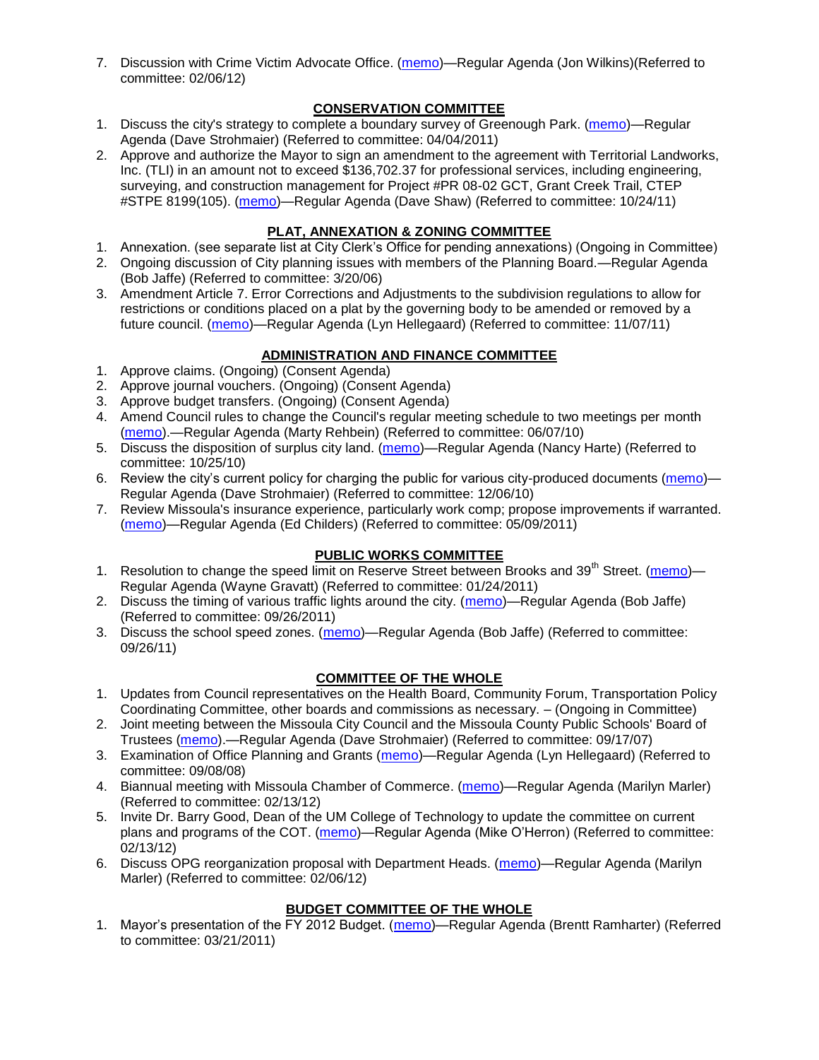7. Discussion with Crime Victim Advocate Office. (memo)—Regular Agenda (Jon Wilkins)(Referred to committee: 02/06/12)

## CONSERVATION COMMITTEE

1. Discuss the city's strategy to complete a boundary survey of Greenough Park. (memo)—Regular Agenda (Dave Strohmaier) (Referred to committee: 04/04/2011)
2. Approve and authorize the Mayor to sign an amendment to the agreement with Territorial Landworks, Inc. (TLI) in an amount not to exceed $136,702.37 for professional services, including engineering, surveying, and construction management for Project #PR 08-02 GCT, Grant Creek Trail, CTEP #STPE 8199(105). (memo)—Regular Agenda (Dave Shaw) (Referred to committee: 10/24/11)

## PLAT, ANNEXATION & ZONING COMMITTEE

1. Annexation. (see separate list at City Clerk's Office for pending annexations) (Ongoing in Committee)
2. Ongoing discussion of City planning issues with members of the Planning Board.—Regular Agenda (Bob Jaffe) (Referred to committee: 3/20/06)
3. Amendment Article 7. Error Corrections and Adjustments to the subdivision regulations to allow for restrictions or conditions placed on a plat by the governing body to be amended or removed by a future council. (memo)—Regular Agenda (Lyn Hellegaard) (Referred to committee: 11/07/11)

## ADMINISTRATION AND FINANCE COMMITTEE

1. Approve claims. (Ongoing) (Consent Agenda)
2. Approve journal vouchers. (Ongoing) (Consent Agenda)
3. Approve budget transfers. (Ongoing) (Consent Agenda)
4. Amend Council rules to change the Council's regular meeting schedule to two meetings per month (memo).—Regular Agenda (Marty Rehbein) (Referred to committee: 06/07/10)
5. Discuss the disposition of surplus city land. (memo)—Regular Agenda (Nancy Harte) (Referred to committee: 10/25/10)
6. Review the city's current policy for charging the public for various city-produced documents (memo)—Regular Agenda (Dave Strohmaier) (Referred to committee: 12/06/10)
7. Review Missoula's insurance experience, particularly work comp; propose improvements if warranted. (memo)—Regular Agenda (Ed Childers) (Referred to committee: 05/09/2011)

## PUBLIC WORKS COMMITTEE

1. Resolution to change the speed limit on Reserve Street between Brooks and 39th Street. (memo)—Regular Agenda (Wayne Gravatt) (Referred to committee: 01/24/2011)
2. Discuss the timing of various traffic lights around the city. (memo)—Regular Agenda (Bob Jaffe) (Referred to committee: 09/26/2011)
3. Discuss the school speed zones. (memo)—Regular Agenda (Bob Jaffe) (Referred to committee: 09/26/11)

## COMMITTEE OF THE WHOLE

1. Updates from Council representatives on the Health Board, Community Forum, Transportation Policy Coordinating Committee, other boards and commissions as necessary. – (Ongoing in Committee)
2. Joint meeting between the Missoula City Council and the Missoula County Public Schools' Board of Trustees (memo).—Regular Agenda (Dave Strohmaier) (Referred to committee: 09/17/07)
3. Examination of Office Planning and Grants (memo)—Regular Agenda (Lyn Hellegaard) (Referred to committee: 09/08/08)
4. Biannual meeting with Missoula Chamber of Commerce. (memo)—Regular Agenda (Marilyn Marler) (Referred to committee: 02/13/12)
5. Invite Dr. Barry Good, Dean of the UM College of Technology to update the committee on current plans and programs of the COT. (memo)—Regular Agenda (Mike O'Herron) (Referred to committee: 02/13/12)
6. Discuss OPG reorganization proposal with Department Heads. (memo)—Regular Agenda (Marilyn Marler) (Referred to committee: 02/06/12)

## BUDGET COMMITTEE OF THE WHOLE

1. Mayor's presentation of the FY 2012 Budget. (memo)—Regular Agenda (Brentt Ramharter) (Referred to committee: 03/21/2011)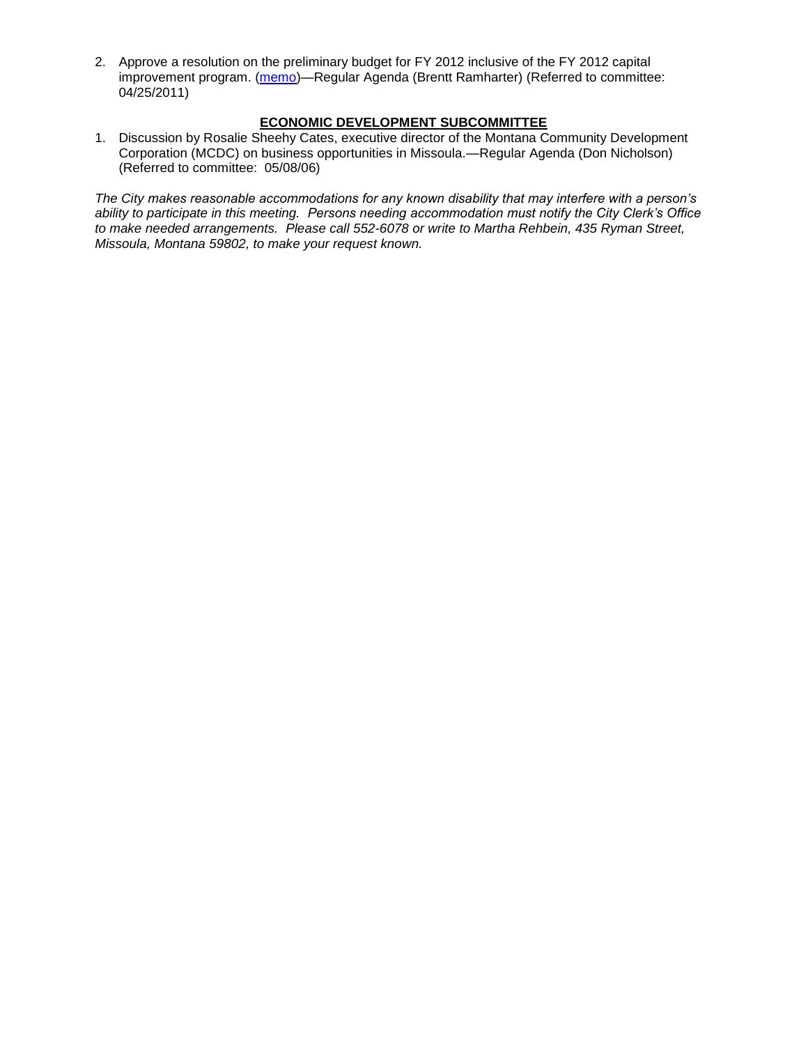2. Approve a resolution on the preliminary budget for FY 2012 inclusive of the FY 2012 capital improvement program. (memo)—Regular Agenda (Brentt Ramharter) (Referred to committee: 04/25/2011)

**ECONOMIC DEVELOPMENT SUBCOMMITTEE**

1. Discussion by Rosalie Sheehy Cates, executive director of the Montana Community Development Corporation (MCDC) on business opportunities in Missoula.—Regular Agenda (Don Nicholson) (Referred to committee: 05/08/06)

*The City makes reasonable accommodations for any known disability that may interfere with a person's ability to participate in this meeting. Persons needing accommodation must notify the City Clerk's Office to make needed arrangements. Please call 552-6078 or write to Martha Rehbein, 435 Ryman Street, Missoula, Montana 59802, to make your request known.*